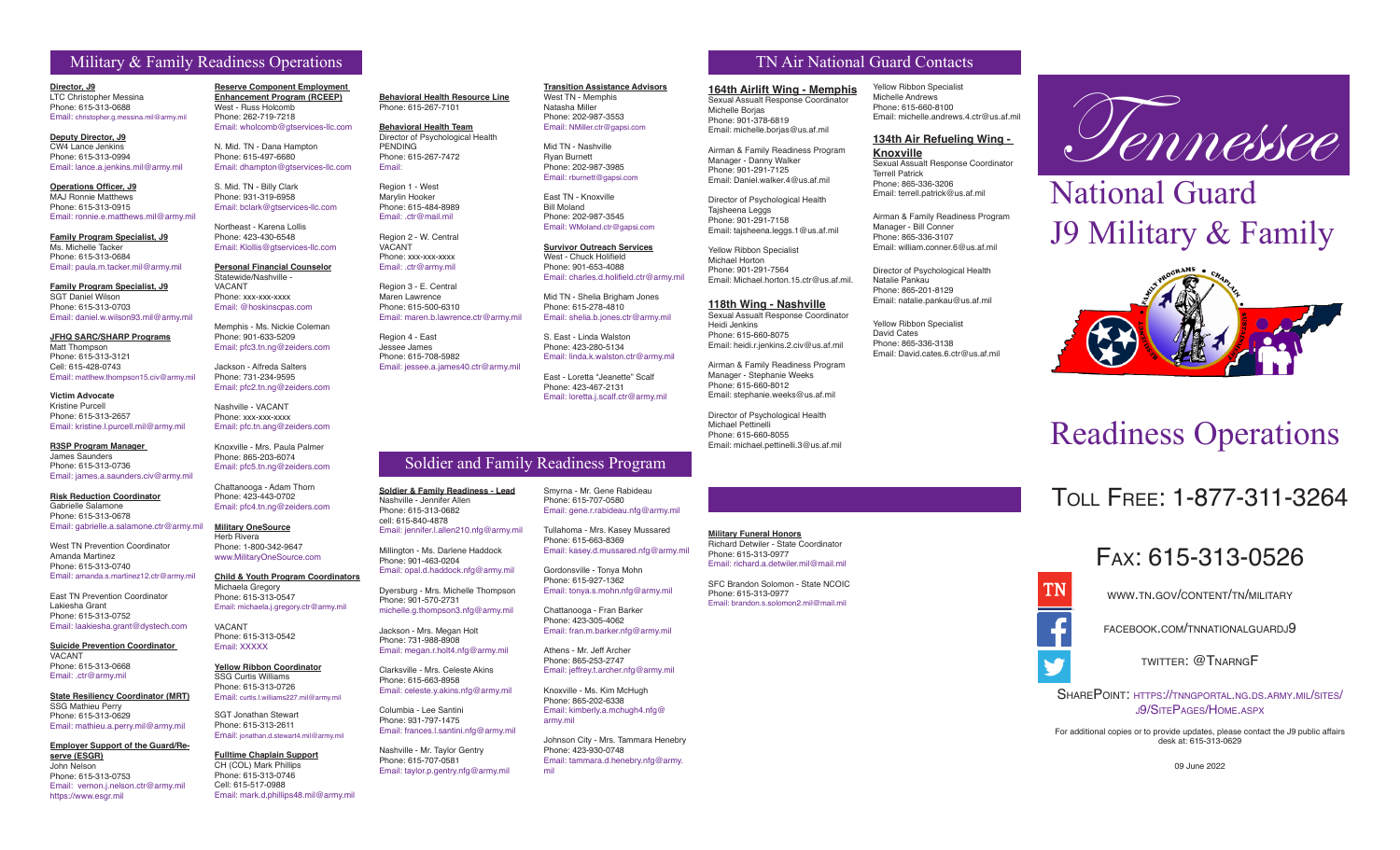## Military & Family Readiness Operations

**Director, J9**
LTC Christopher Messina
Phone: 615-313-0688
Email: christopher.g.messina.mil@army.mil

**Deputy Director, J9**
CW4 Lance Jenkins
Phone: 615-313-0994
Email: lance.a.jenkins.mil@army.mil

**Operations Officer, J9**
MAJ Ronnie Matthews
Phone: 615-313-0915
Email: ronnie.e.matthews.mil@army.mil

**Family Program Specialist, J9**
Ms. Michelle Tacker
Phone: 615-313-0684
Email: paula.m.tacker.mil@army.mil

**Family Program Specialist, J9**
SGT Daniel Wilson
Phone: 615-313-0703
Email: daniel.w.wilson93.mil@army.mil

**JFHQ SARC/SHARP Programs**
Matt Thompson
Phone: 615-313-3121
Cell: 615-428-0743
Email: matthew.thompson15.civ@army.mil

**Victim Advocate**
Kristine Purcell
Phone: 615-313-2657
Email: kristine.l.purcell.mil@army.mil

**R3SP Program Manager**
James Saunders
Phone: 615-313-0736
Email: james.a.saunders.civ@army.mil

**Risk Reduction Coordinator**
Gabrielle Salamone
Phone: 615-313-0678
Email: gabrielle.a.salamone.ctr@army.mil

West TN Prevention Coordinator
Amanda Martinez
Phone: 615-313-0740
Email: amanda.s.martinez12.ctr@army.mil

East TN Prevention Coordinator
Lakiesha Grant
Phone: 615-313-0752
Email: laakiesha.grant@dystech.com

**Suicide Prevention Coordinator**
VACANT
Phone: 615-313-0668
Email: .ctr@army.mil

**State Resiliency Coordinator (MRT)**
SSG Mathieu Perry
Phone: 615-313-0629
Email: mathieu.a.perry.mil@army.mil

**Employer Support of the Guard/Reserve (ESGR)**
John Nelson
Phone: 615-313-0753
Email: vernon.j.nelson.ctr@army.mil
https://www.esgr.mil

**Reserve Component Employment Enhancement Program (RCEEP)**
West - Russ Holcomb
Phone: 262-719-7218
Email: wholcomb@gtservices-llc.com

N. Mid. TN - Dana Hampton
Phone: 615-497-6680
Email: dhampton@gtservices-llc.com

S. Mid. TN - Billy Clark
Phone: 931-319-6958
Email: bclark@gtservices-llc.com

Northeast - Karena Lollis
Phone: 423-430-6548
Email: Klollis@gtservices-llc.com

**Personal Financial Counselor**
Statewide/Nashville - VACANT
Phone: xxx-xxx-xxxx
Email: @hoskinscpas.com

Memphis - Ms. Nickie Coleman
Phone: 901-633-5209
Email: pfc3.tn.ng@zeiders.com

Jackson - Alfreda Salters
Phone: 731-234-9595
Email: pfc2.tn.ng@zeiders.com

Nashville - VACANT
Phone: xxx-xxx-xxxx
Email: pfc.tn.ang@zeiders.com

Knoxville - Mrs. Paula Palmer
Phone: 865-203-6074
Email: pfc5.tn.ng@zeiders.com

Chattanooga - Adam Thorn
Phone: 423-443-0702
Email: pfc4.tn.ng@zeiders.com

**Military OneSource**
Herb Rivera
Phone: 1-800-342-9647
www.MilitaryOneSource.com

**Child & Youth Program Coordinators**
Michaela Gregory
Phone: 615-313-0547
Email: michaela.j.gregory.ctr@army.mil

VACANT
Phone: 615-313-0542
Email: XXXXX

**Yellow Ribbon Coordinator**
SSG Curtis Williams
Phone: 615-313-0726
Email: curtis.l.williams227.mil@army.mil

SGT Jonathan Stewart
Phone: 615-313-2611
Email: jonathan.d.stewart4.mil@army.mil

**Fulltime Chaplain Support**
CH (COL) Mark Phillips
Phone: 615-313-0746
Cell: 615-517-0988
Email: mark.d.phillips48.mil@army.mil

**Behavioral Health Resource Line**
Phone: 615-267-7101

**Behavioral Health Team**
Director of Psychological Health
PENDING
Phone: 615-267-7472
Email:

Region 1 - West
Marylin Hooker
Phone: 615-484-8989
Email: .ctr@mail.mil

Region 2 - W. Central
VACANT
Phone: xxx-xxx-xxxx
Email: .ctr@army.mil

Region 3 - E. Central
Maren Lawrence
Phone: 615-500-6310
Email: maren.b.lawrence.ctr@army.mil

Region 4 - East
Jessee James
Phone: 615-708-5982
Email: jessee.a.james40.ctr@army.mil

**Transition Assistance Advisors**
West TN - Memphis
Natasha Miller
Phone: 202-987-3553
Email: NMiller.ctr@gapsi.com

Mid TN - Nashville
Ryan Burnett
Phone: 202-987-3985
Email: rburnett@gapsi.com

East TN - Knoxville
Bill Moland
Phone: 202-987-3545
Email: WMoland.ctr@gapsi.com

**Survivor Outreach Services**
West - Chuck Holifield
Phone: 901-653-4088
Email: charles.d.hollifield.ctr@army.mil

Mid TN - Shelia Brigham Jones
Phone: 615-278-4810
Email: shelia.b.jones.ctr@army.mil

S. East - Linda Walston
Phone: 423-280-5134
Email: linda.k.walston.ctr@army.mil

East - Loretta "Jeanette" Scalf
Phone: 423-467-2131
Email: loretta.j.scalf.ctr@army.mil

## Soldier and Family Readiness Program

**Soldier & Family Readiness - Lead**
Nashville - Jennifer Allen
Phone: 615-313-0682
cell: 615-840-4878
Email: jennifer.l.allen210.nfg@army.mil

Millington - Mrs. Darlene Haddock
Phone: 901-463-0204
Email: opal.d.haddock.nfg@army.mil

Dyersburg - Mrs. Michelle Thompson
Phone: 901-570-2731
michelle.g.thompson3.nfg@army.mil

Jackson - Mrs. Megan Holt
Phone: 731-988-8908
Email: megan.r.holt4.nfg@army.mil

Clarksville - Mrs. Celeste Akins
Phone: 615-663-8958
Email: celeste.y.akins.nfg@army.mil

Columbia - Lee Santini
Phone: 931-797-1475
Email: frances.l.santini.nfg@army.mil

Nashville - Mr. Taylor Gentry
Phone: 615-707-0581
Email: taylor.p.gentry.nfg@army.mil

Smyrna - Mr. Gene Rabideau
Phone: 615-707-0580
Email: gene.r.rabideau.nfg@army.mil

Tullahoma - Mrs. Kasey Mussared
Phone: 615-663-8369
Email: kasey.d.mussared.nfg@army.mil

Gordonsville - Tonya Mohn
Phone: 615-927-1362
Email: tonya.s.mohn.nfg@army.mil

Chattanooga - Fran Barker
Phone: 423-305-4062
Email: fran.m.barker.nfg@army.mil

Athens - Mr. Jeff Archer
Phone: 865-253-2747
Email: jeffrey.t.archer.nfg@army.mil

Knoxville - Ms. Kim McHugh
Phone: 865-202-6338
Email: kimberly.a.mchugh4.nfg@army.mil

Johnson City - Mrs. Tammara Henebry
Phone: 423-930-0748
Email: tammara.d.henebry.nfg@army.mil

## TN Air National Guard Contacts

**164th Airlift Wing - Memphis**
Sexual Assault Response Coordinator
Michelle Borjas
Phone: 901-378-6819
Email: michelle.borjas@us.af.mil

Airman & Family Readiness Program Manager - Danny Walker
Phone: 901-291-7125
Email: Daniel.walker.4@us.af.mil

Director of Psychological Health
Tajsheena Leggs
Phone: 901-291-7158
Email: tajsheena.leggs.1@us.af.mil

Yellow Ribbon Specialist
Michael Horton
Phone: 901-291-7564
Email: Michael.horton.15.ctr@us.af.mil.

**118th Wing - Nashville**
Sexual Assault Response Coordinator
Heidi Jenkins
Phone: 615-660-8075
Email: heidi.r.jenkins.2.civ@us.af.mil

Airman & Family Readiness Program Manager - Stephanie Weeks
Phone: 615-660-8012
Email: stephanie.weeks@us.af.mil

Director of Psychological Health
Michael Pettinelli
Phone: 615-660-8055
Email: michael.pettinelli.3@us.af.mil

Yellow Ribbon Specialist
Michelle Andrews
Phone: 615-660-8100
Email: michelle.andrews.4.ctr@us.af.mil

**134th Air Refueling Wing - Knoxville**
Sexual Assault Response Coordinator
Terrell Patrick
Phone: 865-336-3206
Email: terrell.patrick@us.af.mil

Airman & Family Readiness Program Manager - Bill Conner
Phone: 865-336-3107
Email: william.conner.6@us.af.mil

Director of Psychological Health
Natalie Pankau
Phone: 865-201-8129
Email: natalie.pankau@us.af.mil

Yellow Ribbon Specialist
David Cates
Phone: 865-336-3138
Email: David.cates.6.ctr@us.af.mil

**Military Funeral Honors**
Richard Detwiler - State Coordinator
Phone: 615-313-0977
Email: richard.a.detwiler.mil@mail.mil

SFC Brandon Solomon - State NCOIC
Phone: 615-313-0977
Email: brandon.s.solomon2.mil@mail.mil

# Tennessee National Guard J9 Military & Family Readiness Operations

Toll Free: 1-877-311-3264

Fax: 615-313-0526

www.tn.gov/content/tn/military

facebook.com/tnnationalguardj9

twitter: @TnarngF

SharePoint: https://tnngportal.ng.ds.army.mil/sites/j9/SitePages/Home.aspx

For additional copies or to provide updates, please contact the J9 public affairs desk at: 615-313-0629

09 June 2022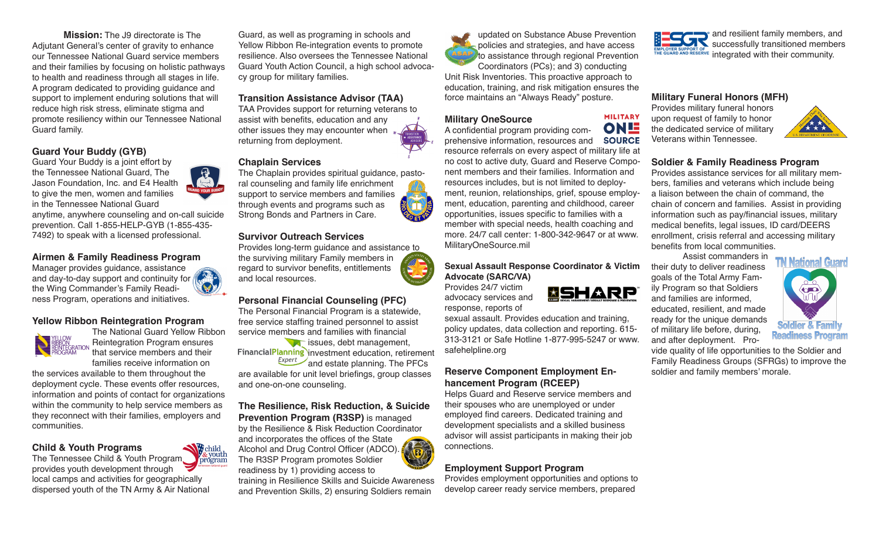**Mission:** The J9 directorate is The Adjutant General's center of gravity to enhance our Tennessee National Guard service members and their families by focusing on holistic pathways to health and readiness through all stages in life. A program dedicated to providing guidance and support to implement enduring solutions that will reduce high risk stress, eliminate stigma and promote resiliency within our Tennessee National Guard family.

## Guard Your Buddy (GYB)

Guard Your Buddy is a joint effort by the Tennessee National Guard, The Jason Foundation, Inc. and E4 Health to give the men, women and families in the Tennessee National Guard anytime, anywhere counseling and on-call suicide prevention. Call 1-855-HELP-GYB (1-855-435-7492) to speak with a licensed professional.

## Airmen & Family Readiness Program

Manager provides guidance, assistance and day-to-day support and continuity for the Wing Commander's Family Readiness Program, operations and initiatives.

## Yellow Ribbon Reintegration Program

The National Guard Yellow Ribbon Reintegration Program ensures that service members and their families receive information on the services available to them throughout the deployment cycle. These events offer resources, information and points of contact for organizations within the community to help service members as they reconnect with their families, employers and communities.

## Child & Youth Programs

The Tennessee Child & Youth Program provides youth development through local camps and activities for geographically dispersed youth of the TN Army & Air National Guard, as well as programing in schools and Yellow Ribbon Re-integration events to promote resilience. Also oversees the Tennessee National Guard Youth Action Council, a high school advocacy group for military families.

## Transition Assistance Advisor (TAA)

TAA Provides support for returning veterans to assist with benefits, education and any other issues they may encounter when returning from deployment.

## Chaplain Services

The Chaplain provides spiritual guidance, pastoral counseling and family life enrichment support to service members and families through events and programs such as Strong Bonds and Partners in Care.

## Survivor Outreach Services

Provides long-term guidance and assistance to the surviving military Family members in regard to survivor benefits, entitlements and local resources.

## Personal Financial Counseling (PFC)

The Personal Financial Program is a statewide, free service staffing trained personnel to assist service members and families with financial issues, debt management, investment education, retirement and estate planning. The PFCs are available for unit level briefings, group classes and one-on-one counseling.

## The Resilience, Risk Reduction, & Suicide Prevention Program (R3SP)

**The Resilience, Risk Reduction, & Suicide Prevention Program (R3SP)** is managed by the Resilience & Risk Reduction Coordinator and incorporates the offices of the State Alcohol and Drug Control Officer (ADCO). The R3SP Program promotes Soldier readiness by 1) providing access to training in Resilience Skills and Suicide Awareness and Prevention Skills, 2) ensuring Soldiers remain updated on Substance Abuse Prevention policies and strategies, and have access to assistance through regional Prevention Coordinators (PCs); and 3) conducting Unit Risk Inventories. This proactive approach to education, training, and risk mitigation ensures the force maintains an "Always Ready" posture.

## Military OneSource

A confidential program providing comprehensive information, resources and resource referrals on every aspect of military life at no cost to active duty, Guard and Reserve Component members and their families. Information and resources includes, but is not limited to deployment, reunion, relationships, grief, spouse employment, education, parenting and childhood, career opportunities, issues specific to families with a member with special needs, health coaching and more. 24/7 call center: 1-800-342-9647 or at www.MilitaryOneSource.mil

## Sexual Assault Response Coordinator & Victim Advocate (SARC/VA)

Provides 24/7 victim advocacy services and response, reports of sexual assault. Provides education and training, policy updates, data collection and reporting. 615-313-3121 or Safe Hotline 1-877-995-5247 or www.safehelpline.org

## Reserve Component Employment Enhancement Program (RCEEP)

Helps Guard and Reserve service members and their spouses who are unemployed or under employed find careers. Dedicated training and development specialists and a skilled business advisor will assist participants in making their job connections.

## Employment Support Program

Provides employment opportunities and options to develop career ready service members, prepared and resilient family members, and successfully transitioned members integrated with their community.

## Military Funeral Honors (MFH)

Provides military funeral honors upon request of family to honor the dedicated service of military Veterans within Tennessee.

## Soldier & Family Readiness Program

Provides assistance services for all military members, families and veterans which include being a liaison between the chain of command, the chain of concern and families. Assist in providing information such as pay/financial issues, military medical benefits, legal issues, ID card/DEERS enrollment, crisis referral and accessing military benefits from local communities.

Assist commanders in their duty to deliver readiness goals of the Total Army Family Program so that Soldiers and families are informed, educated, resilient, and made ready for the unique demands of military life before, during, and after deployment. Provide quality of life opportunities to the Soldier and Family Readiness Groups (SFRGs) to improve the soldier and family members' morale.